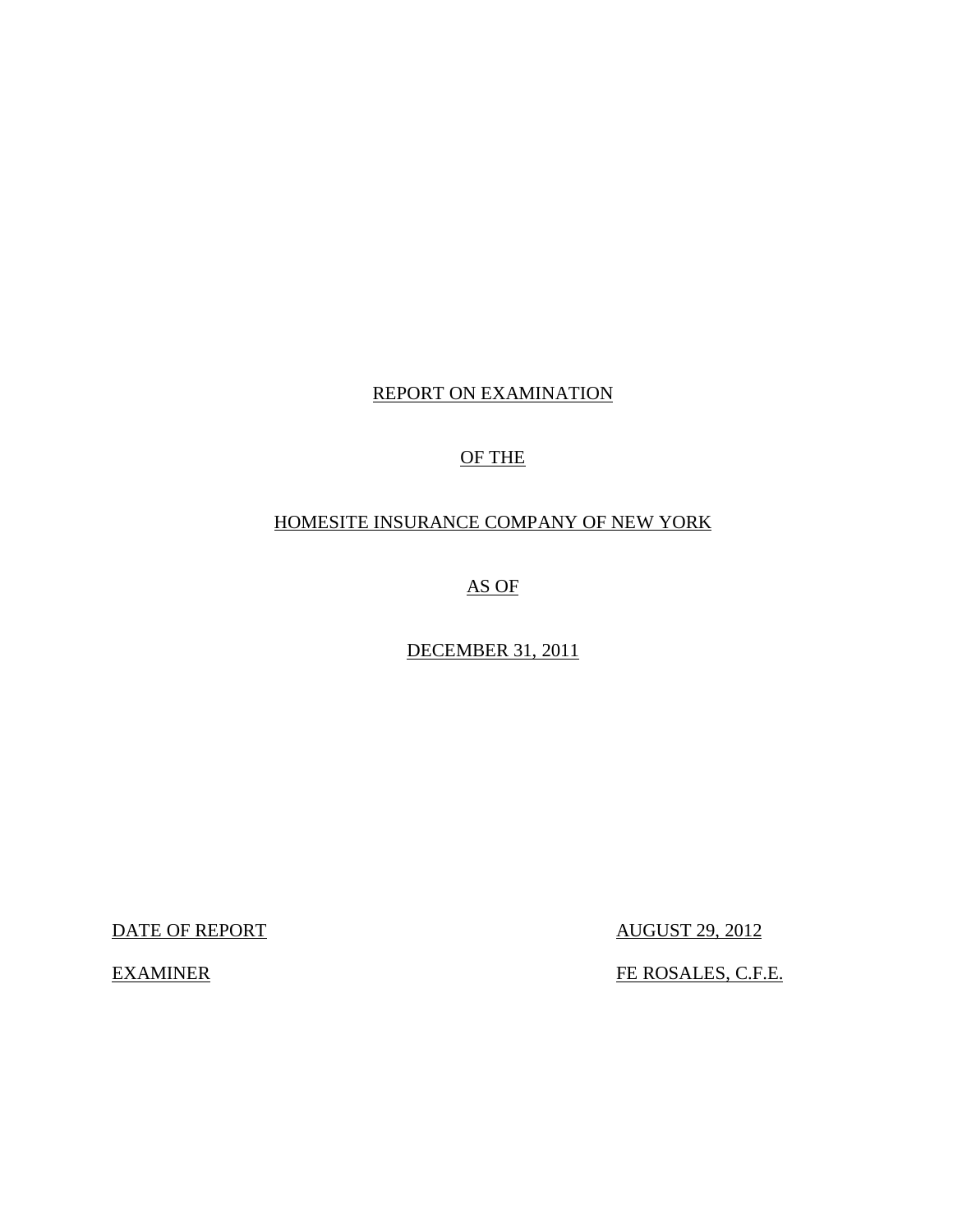# REPORT ON EXAMINATION

# OF THE

# HOMESITE INSURANCE COMPANY OF NEW YORK

# AS OF

# DECEMBER 31, 2011

DATE OF REPORT AUGUST 29, 2012

EXAMINER FE ROSALES, C.F.E.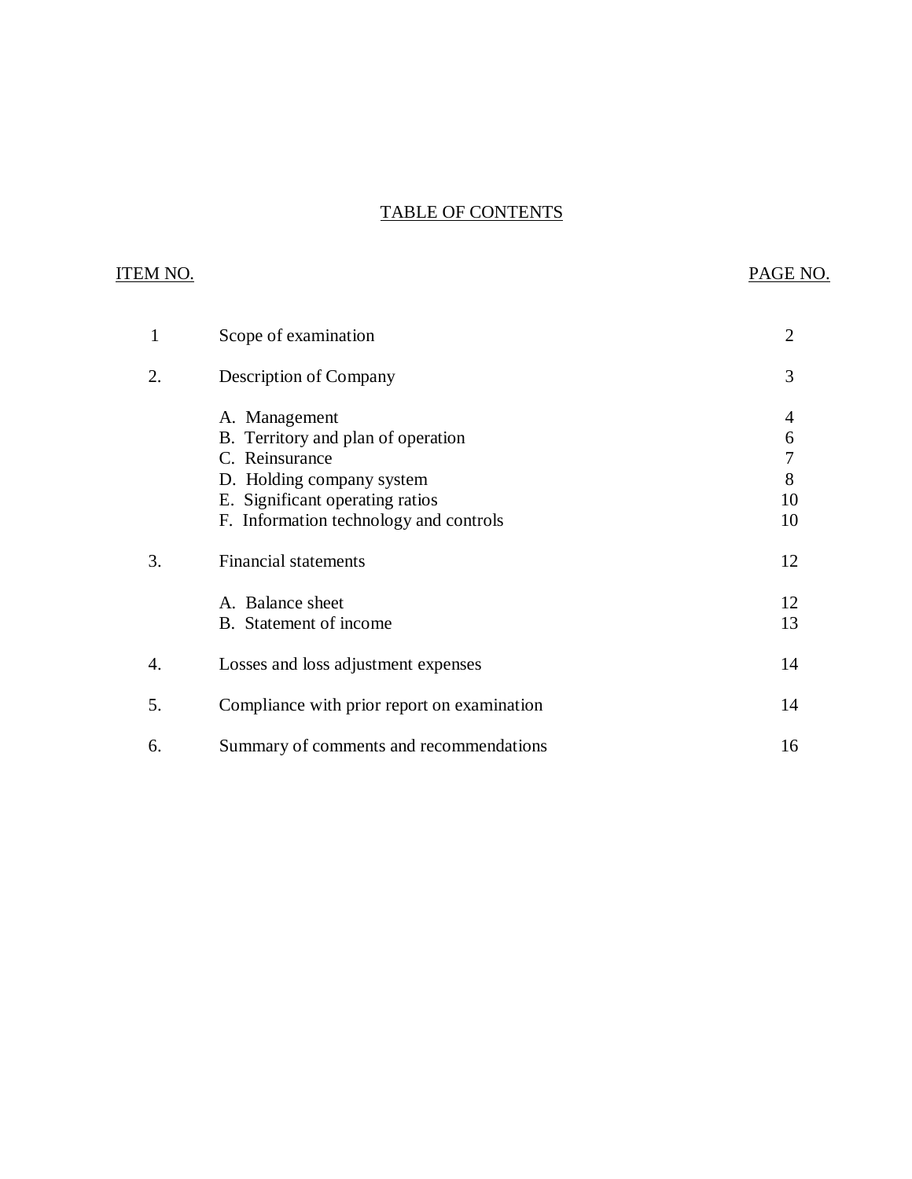# TABLE OF CONTENTS

| ITEM NO. | | PAGE NO. |
|---|---|---|
| 1 | Scope of examination | 2 |
| 2. | Description of Company | 3 |
| | A. Management | 4 |
| | B. Territory and plan of operation | 6 |
| | C. Reinsurance | 7 |
| | D. Holding company system | 8 |
| | E. Significant operating ratios | 10 |
| | F. Information technology and controls | 10 |
| 3. | Financial statements | 12 |
| | A. Balance sheet | 12 |
| | B. Statement of income | 13 |
| 4. | Losses and loss adjustment expenses | 14 |
| 5. | Compliance with prior report on examination | 14 |
| 6. | Summary of comments and recommendations | 16 |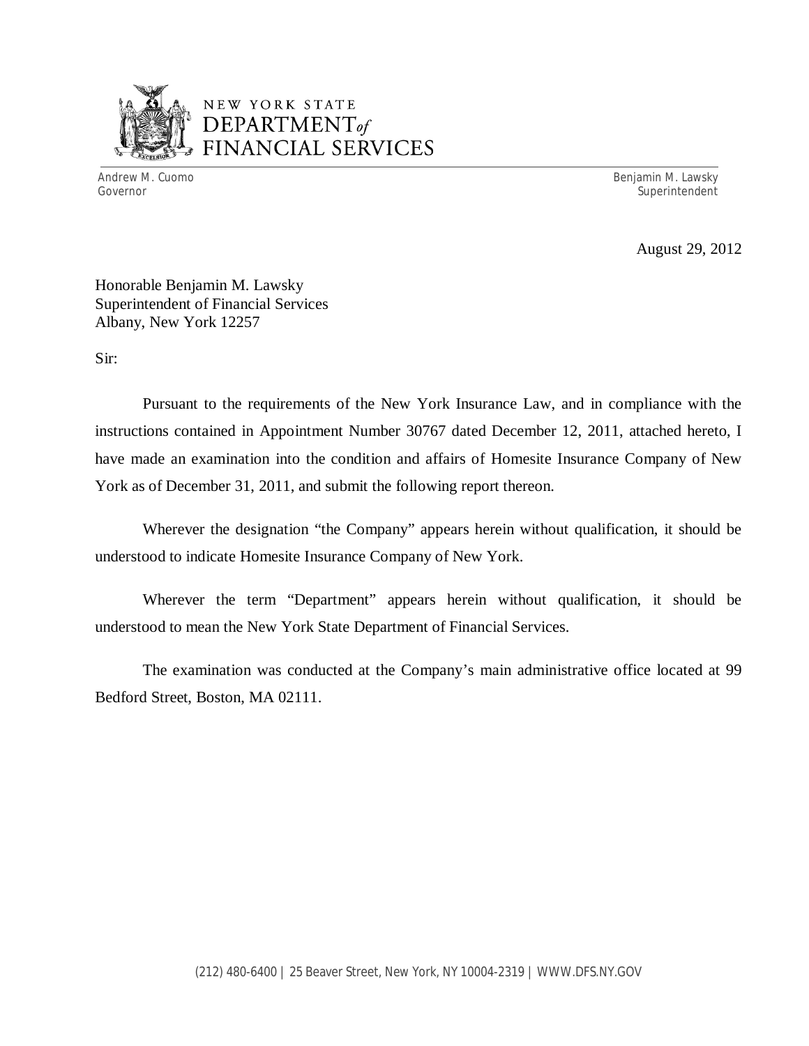NEW YORK STATE
DEPARTMENT *of* FINANCIAL SERVICES

Andrew M. Cuomo
Governor

Benjamin M. Lawsky
Superintendent

August 29, 2012

Honorable Benjamin M. Lawsky
Superintendent of Financial Services
Albany, New York 12257

Sir:

Pursuant to the requirements of the New York Insurance Law, and in compliance with the instructions contained in Appointment Number 30767 dated December 12, 2011, attached hereto, I have made an examination into the condition and affairs of Homesite Insurance Company of New York as of December 31, 2011, and submit the following report thereon.

Wherever the designation "the Company" appears herein without qualification, it should be understood to indicate Homesite Insurance Company of New York.

Wherever the term "Department" appears herein without qualification, it should be understood to mean the New York State Department of Financial Services.

The examination was conducted at the Company's main administrative office located at 99 Bedford Street, Boston, MA 02111.

(212) 480-6400 | 25 Beaver Street, New York, NY 10004-2319 | WWW.DFS.NY.GOV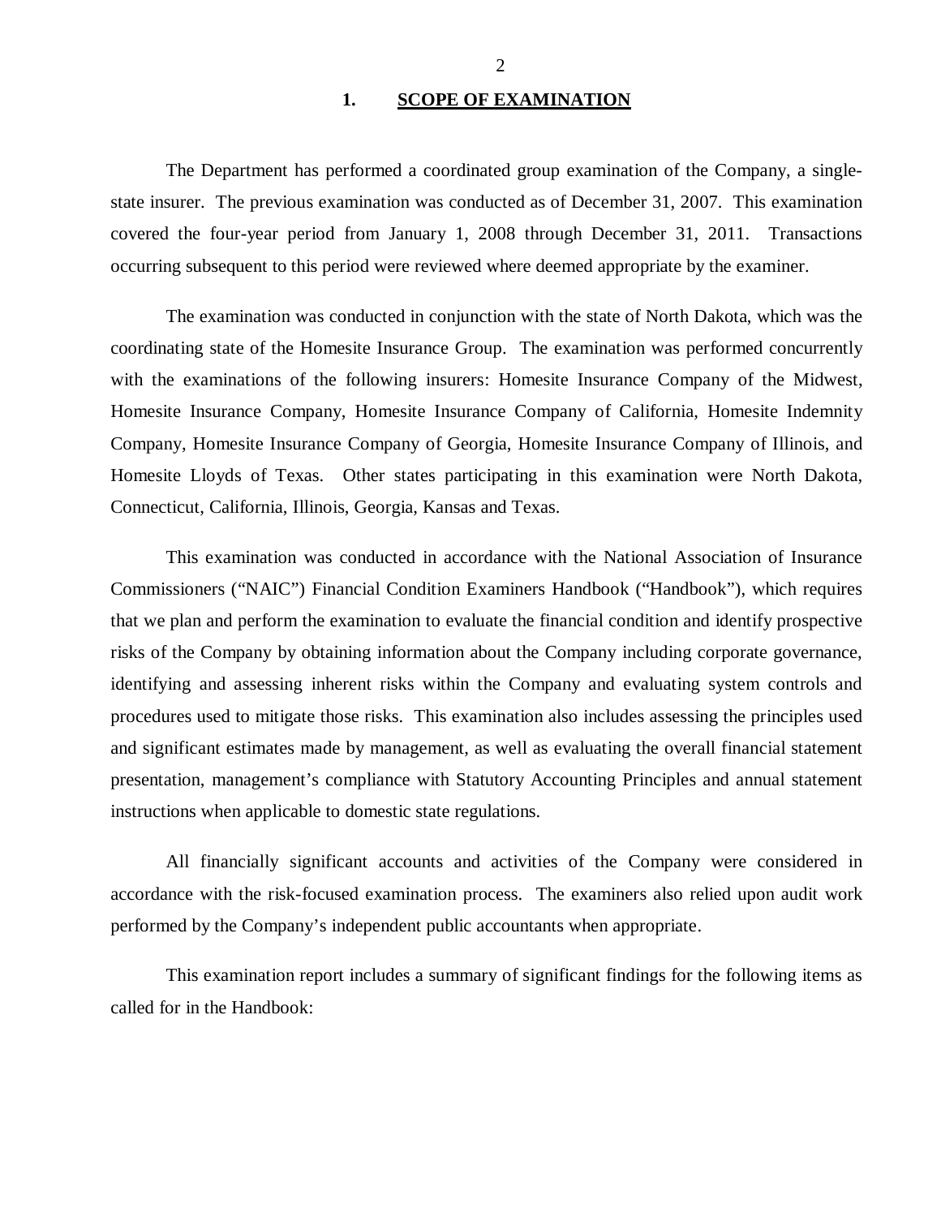## 1. SCOPE OF EXAMINATION

The Department has performed a coordinated group examination of the Company, a single-state insurer. The previous examination was conducted as of December 31, 2007. This examination covered the four-year period from January 1, 2008 through December 31, 2011. Transactions occurring subsequent to this period were reviewed where deemed appropriate by the examiner.

The examination was conducted in conjunction with the state of North Dakota, which was the coordinating state of the Homesite Insurance Group. The examination was performed concurrently with the examinations of the following insurers: Homesite Insurance Company of the Midwest, Homesite Insurance Company, Homesite Insurance Company of California, Homesite Indemnity Company, Homesite Insurance Company of Georgia, Homesite Insurance Company of Illinois, and Homesite Lloyds of Texas. Other states participating in this examination were North Dakota, Connecticut, California, Illinois, Georgia, Kansas and Texas.

This examination was conducted in accordance with the National Association of Insurance Commissioners ("NAIC") Financial Condition Examiners Handbook ("Handbook"), which requires that we plan and perform the examination to evaluate the financial condition and identify prospective risks of the Company by obtaining information about the Company including corporate governance, identifying and assessing inherent risks within the Company and evaluating system controls and procedures used to mitigate those risks. This examination also includes assessing the principles used and significant estimates made by management, as well as evaluating the overall financial statement presentation, management's compliance with Statutory Accounting Principles and annual statement instructions when applicable to domestic state regulations.

All financially significant accounts and activities of the Company were considered in accordance with the risk-focused examination process. The examiners also relied upon audit work performed by the Company's independent public accountants when appropriate.

This examination report includes a summary of significant findings for the following items as called for in the Handbook: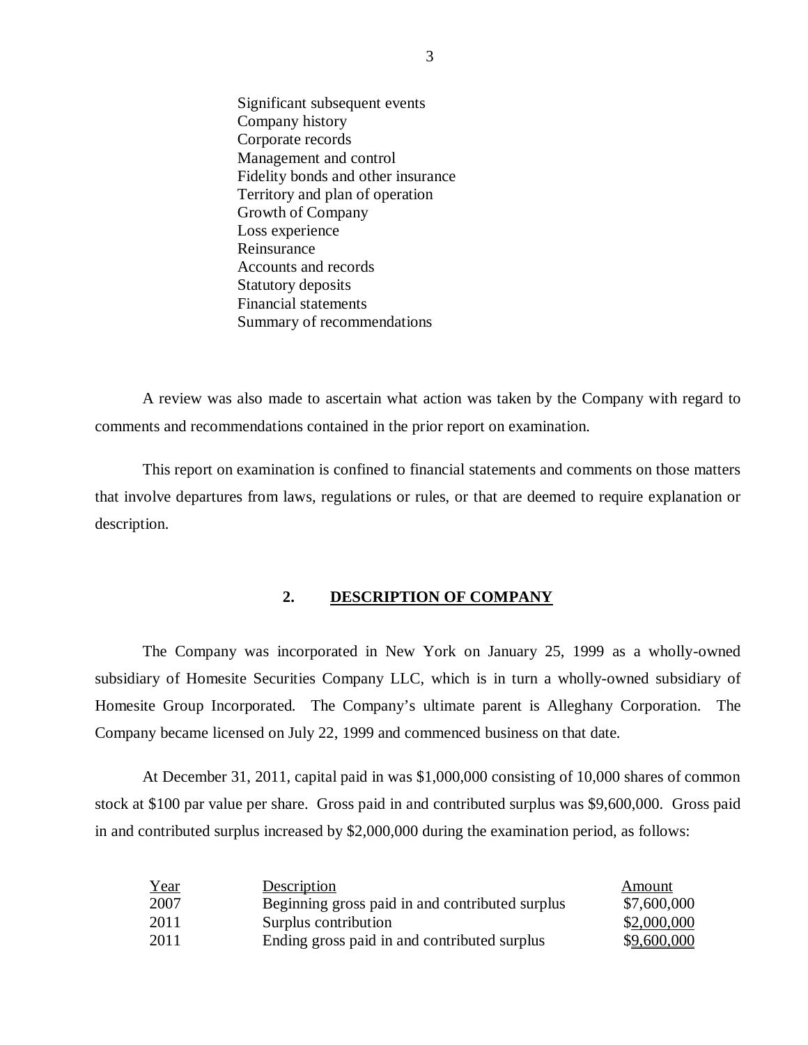Significant subsequent events
Company history
Corporate records
Management and control
Fidelity bonds and other insurance
Territory and plan of operation
Growth of Company
Loss experience
Reinsurance
Accounts and records
Statutory deposits
Financial statements
Summary of recommendations

A review was also made to ascertain what action was taken by the Company with regard to comments and recommendations contained in the prior report on examination.

This report on examination is confined to financial statements and comments on those matters that involve departures from laws, regulations or rules, or that are deemed to require explanation or description.

## 2. DESCRIPTION OF COMPANY

The Company was incorporated in New York on January 25, 1999 as a wholly-owned subsidiary of Homesite Securities Company LLC, which is in turn a wholly-owned subsidiary of Homesite Group Incorporated. The Company's ultimate parent is Alleghany Corporation. The Company became licensed on July 22, 1999 and commenced business on that date.

At December 31, 2011, capital paid in was $1,000,000 consisting of 10,000 shares of common stock at $100 par value per share. Gross paid in and contributed surplus was $9,600,000. Gross paid in and contributed surplus increased by $2,000,000 during the examination period, as follows:

| Year | Description | Amount |
|---|---|---|
| 2007 | Beginning gross paid in and contributed surplus | $7,600,000 |
| 2011 | Surplus contribution | $2,000,000 |
| 2011 | Ending gross paid in and contributed surplus | $9,600,000 |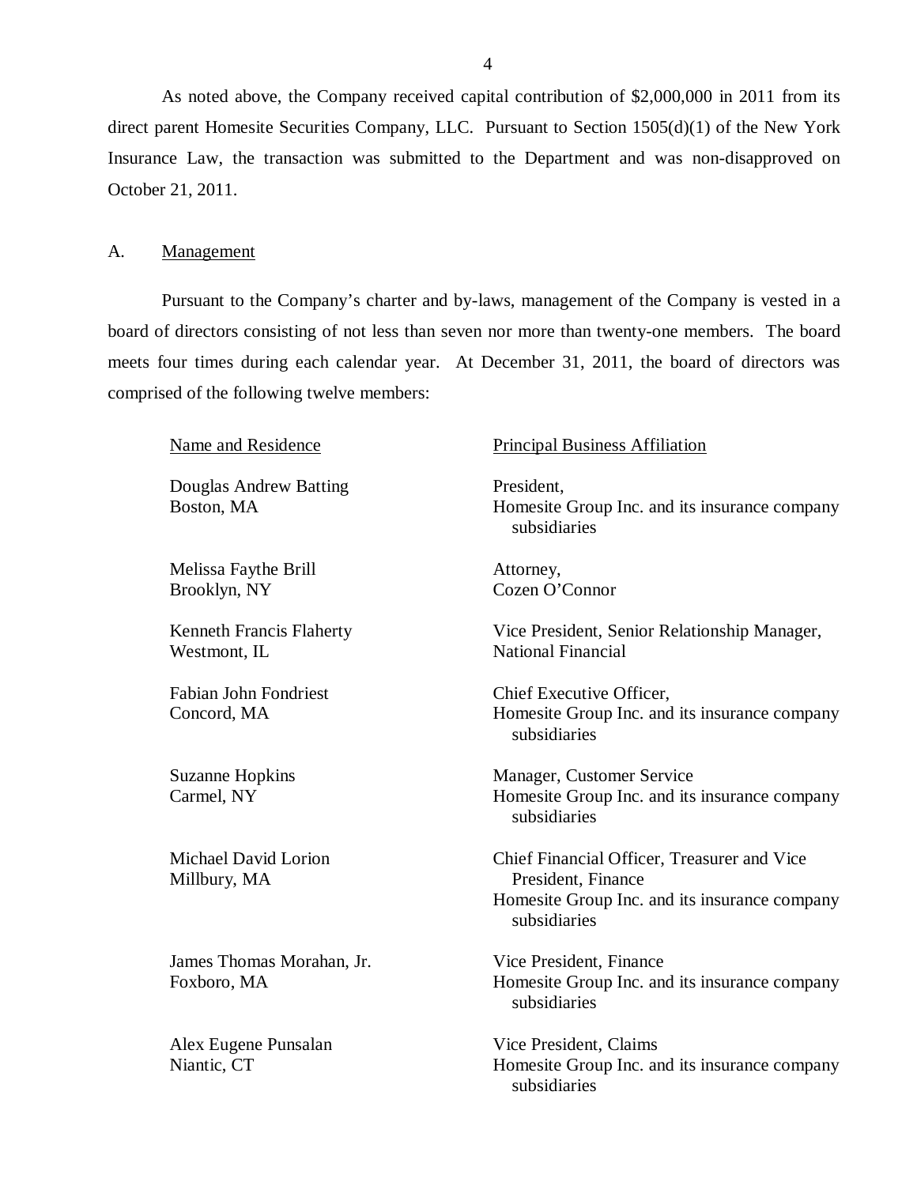As noted above, the Company received capital contribution of $2,000,000 in 2011 from its direct parent Homesite Securities Company, LLC. Pursuant to Section 1505(d)(1) of the New York Insurance Law, the transaction was submitted to the Department and was non-disapproved on October 21, 2011.

## A. Management

Pursuant to the Company's charter and by-laws, management of the Company is vested in a board of directors consisting of not less than seven nor more than twenty-one members. The board meets four times during each calendar year. At December 31, 2011, the board of directors was comprised of the following twelve members:

| Name and Residence | Principal Business Affiliation |
|---|---|
| Douglas Andrew Batting<br>Boston, MA | President,<br>Homesite Group Inc. and its insurance company subsidiaries |
| Melissa Faythe Brill<br>Brooklyn, NY | Attorney,<br>Cozen O'Connor |
| Kenneth Francis Flaherty<br>Westmont, IL | Vice President, Senior Relationship Manager,<br>National Financial |
| Fabian John Fondriest<br>Concord, MA | Chief Executive Officer,<br>Homesite Group Inc. and its insurance company subsidiaries |
| Suzanne Hopkins<br>Carmel, NY | Manager, Customer Service<br>Homesite Group Inc. and its insurance company subsidiaries |
| Michael David Lorion<br>Millbury, MA | Chief Financial Officer, Treasurer and Vice President, Finance<br>Homesite Group Inc. and its insurance company subsidiaries |
| James Thomas Morahan, Jr.<br>Foxboro, MA | Vice President, Finance<br>Homesite Group Inc. and its insurance company subsidiaries |
| Alex Eugene Punsalan<br>Niantic, CT | Vice President, Claims<br>Homesite Group Inc. and its insurance company subsidiaries |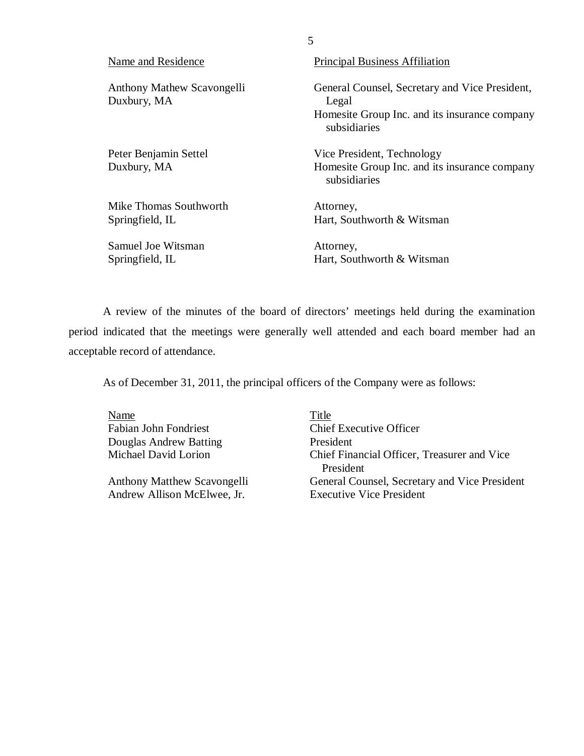| Name and Residence | Principal Business Affiliation |
|---|---|
| Anthony Mathew Scavongelli<br>Duxbury, MA | General Counsel, Secretary and Vice President, Legal<br>Homesite Group Inc. and its insurance company subsidiaries |
| Peter Benjamin Settel<br>Duxbury, MA | Vice President, Technology<br>Homesite Group Inc. and its insurance company subsidiaries |
| Mike Thomas Southworth<br>Springfield, IL | Attorney,<br>Hart, Southworth & Witsman |
| Samuel Joe Witsman<br>Springfield, IL | Attorney,<br>Hart, Southworth & Witsman |

A review of the minutes of the board of directors' meetings held during the examination period indicated that the meetings were generally well attended and each board member had an acceptable record of attendance.

As of December 31, 2011, the principal officers of the Company were as follows:

| Name | Title |
|---|---|
| Fabian John Fondriest | Chief Executive Officer |
| Douglas Andrew Batting | President |
| Michael David Lorion | Chief Financial Officer, Treasurer and Vice President |
| Anthony Matthew Scavongelli | General Counsel, Secretary and Vice President |
| Andrew Allison McElwee, Jr. | Executive Vice President |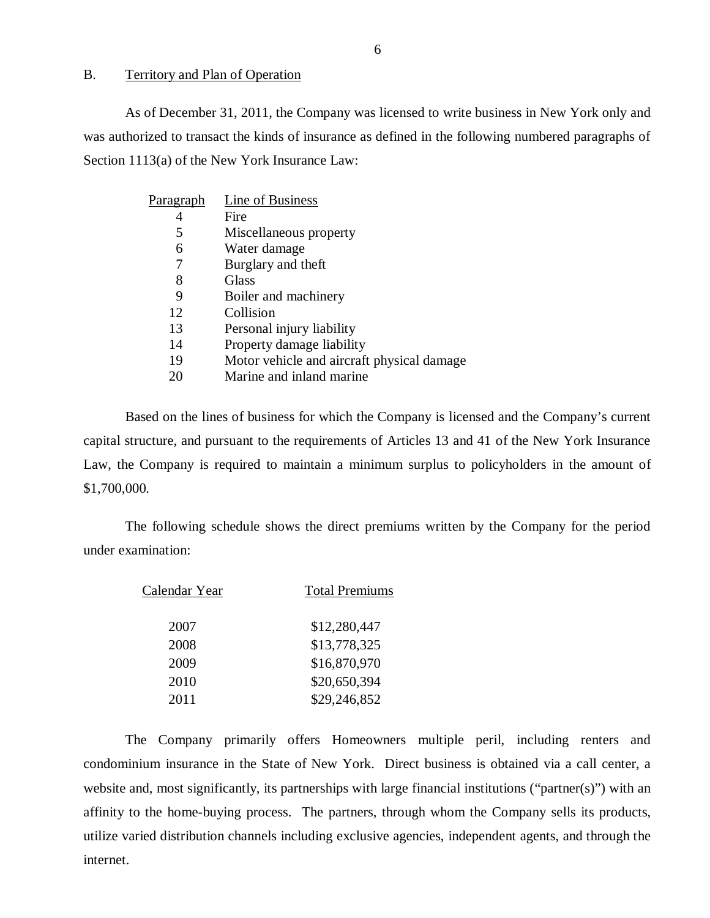## B. Territory and Plan of Operation

As of December 31, 2011, the Company was licensed to write business in New York only and was authorized to transact the kinds of insurance as defined in the following numbered paragraphs of Section 1113(a) of the New York Insurance Law:

| Paragraph | Line of Business |
|---|---|
| 4 | Fire |
| 5 | Miscellaneous property |
| 6 | Water damage |
| 7 | Burglary and theft |
| 8 | Glass |
| 9 | Boiler and machinery |
| 12 | Collision |
| 13 | Personal injury liability |
| 14 | Property damage liability |
| 19 | Motor vehicle and aircraft physical damage |
| 20 | Marine and inland marine |

Based on the lines of business for which the Company is licensed and the Company's current capital structure, and pursuant to the requirements of Articles 13 and 41 of the New York Insurance Law, the Company is required to maintain a minimum surplus to policyholders in the amount of $1,700,000.

The following schedule shows the direct premiums written by the Company for the period under examination:

| Calendar Year | Total Premiums |
|---|---|
| 2007 | $12,280,447 |
| 2008 | $13,778,325 |
| 2009 | $16,870,970 |
| 2010 | $20,650,394 |
| 2011 | $29,246,852 |

The Company primarily offers Homeowners multiple peril, including renters and condominium insurance in the State of New York. Direct business is obtained via a call center, a website and, most significantly, its partnerships with large financial institutions ("partner(s)") with an affinity to the home-buying process. The partners, through whom the Company sells its products, utilize varied distribution channels including exclusive agencies, independent agents, and through the internet.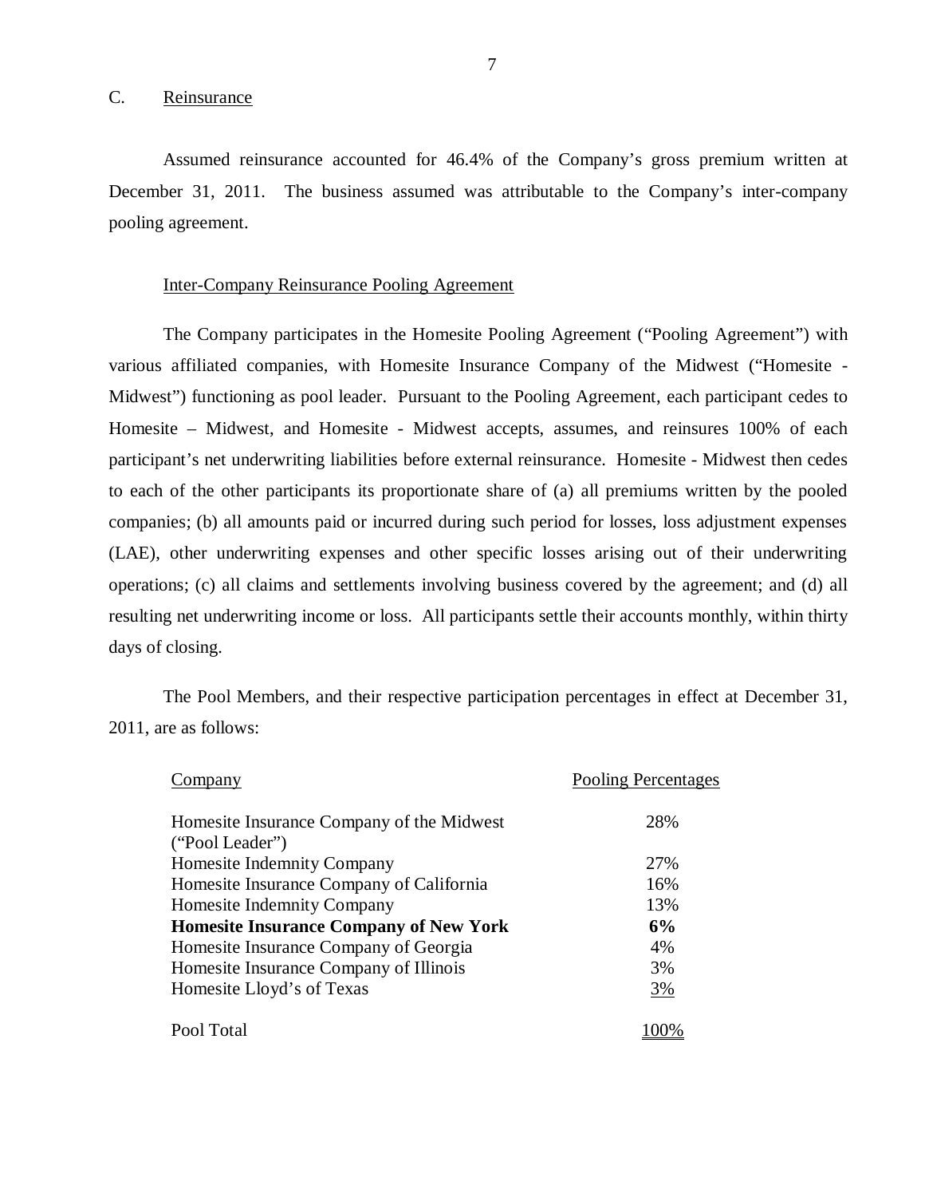## C. Reinsurance

Assumed reinsurance accounted for 46.4% of the Company's gross premium written at December 31, 2011. The business assumed was attributable to the Company's inter-company pooling agreement.

### Inter-Company Reinsurance Pooling Agreement

The Company participates in the Homesite Pooling Agreement ("Pooling Agreement") with various affiliated companies, with Homesite Insurance Company of the Midwest ("Homesite - Midwest") functioning as pool leader. Pursuant to the Pooling Agreement, each participant cedes to Homesite – Midwest, and Homesite - Midwest accepts, assumes, and reinsures 100% of each participant's net underwriting liabilities before external reinsurance. Homesite - Midwest then cedes to each of the other participants its proportionate share of (a) all premiums written by the pooled companies; (b) all amounts paid or incurred during such period for losses, loss adjustment expenses (LAE), other underwriting expenses and other specific losses arising out of their underwriting operations; (c) all claims and settlements involving business covered by the agreement; and (d) all resulting net underwriting income or loss. All participants settle their accounts monthly, within thirty days of closing.

The Pool Members, and their respective participation percentages in effect at December 31, 2011, are as follows:

| Company | Pooling Percentages |
|---|---|
| Homesite Insurance Company of the Midwest ("Pool Leader") | 28% |
| Homesite Indemnity Company | 27% |
| Homesite Insurance Company of California | 16% |
| Homesite Indemnity Company | 13% |
| **Homesite Insurance Company of New York** | **6%** |
| Homesite Insurance Company of Georgia | 4% |
| Homesite Insurance Company of Illinois | 3% |
| Homesite Lloyd's of Texas | 3% |
| Pool Total | 100% |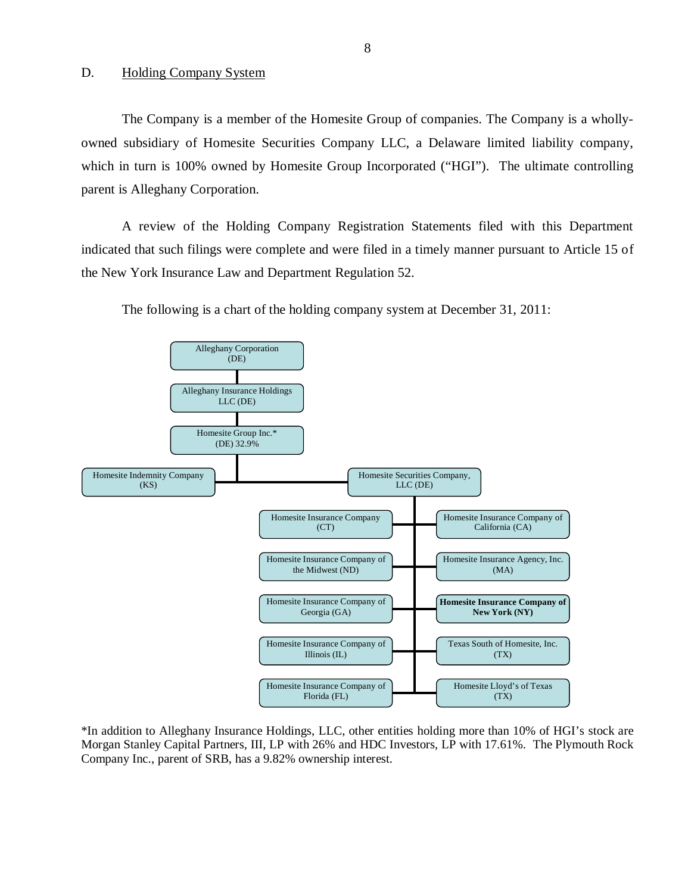## D. Holding Company System

The Company is a member of the Homesite Group of companies. The Company is a wholly-owned subsidiary of Homesite Securities Company LLC, a Delaware limited liability company, which in turn is 100% owned by Homesite Group Incorporated ("HGI"). The ultimate controlling parent is Alleghany Corporation.

A review of the Holding Company Registration Statements filed with this Department indicated that such filings were complete and were filed in a timely manner pursuant to Article 15 of the New York Insurance Law and Department Regulation 52.

The following is a chart of the holding company system at December 31, 2011:

- Alleghany Corporation (DE)
  - Alleghany Insurance Holdings LLC (DE)
    - Homesite Group Inc.* (DE) 32.9%
      - Homesite Indemnity Company (KS)
      - Homesite Securities Company, LLC (DE)
        - Homesite Insurance Company (CT)
        - Homesite Insurance Company of California (CA)
        - Homesite Insurance Company of the Midwest (ND)
        - Homesite Insurance Agency, Inc. (MA)
        - Homesite Insurance Company of Georgia (GA)
        - **Homesite Insurance Company of New York (NY)**
        - Homesite Insurance Company of Illinois (IL)
        - Texas South of Homesite, Inc. (TX)
        - Homesite Insurance Company of Florida (FL)
        - Homesite Lloyd's of Texas (TX)

*In addition to Alleghany Insurance Holdings, LLC, other entities holding more than 10% of HGI's stock are Morgan Stanley Capital Partners, III, LP with 26% and HDC Investors, LP with 17.61%. The Plymouth Rock Company Inc., parent of SRB, has a 9.82% ownership interest.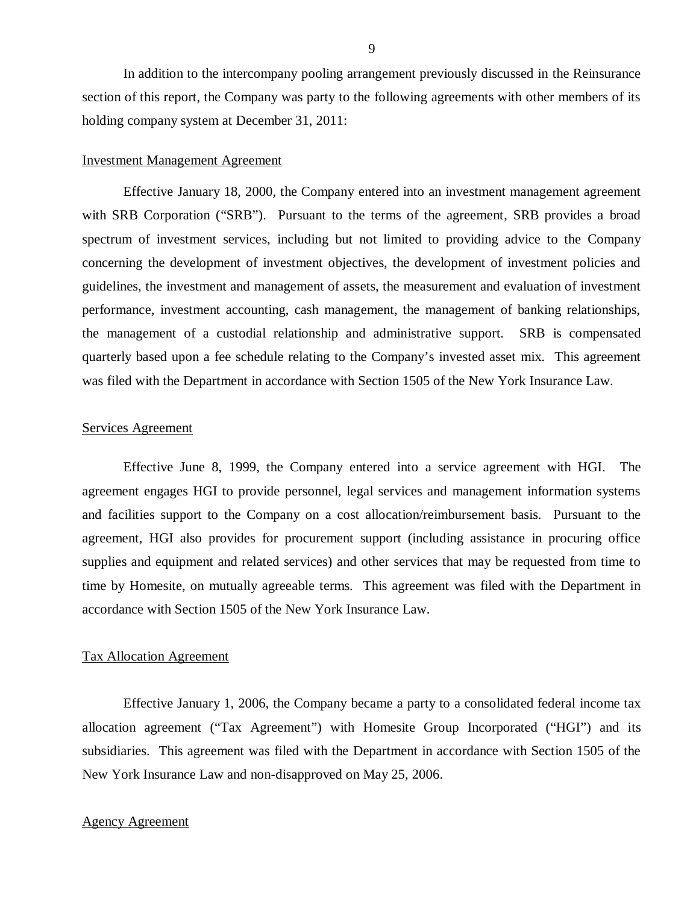In addition to the intercompany pooling arrangement previously discussed in the Reinsurance section of this report, the Company was party to the following agreements with other members of its holding company system at December 31, 2011:

<u>Investment Management Agreement</u>

Effective January 18, 2000, the Company entered into an investment management agreement with SRB Corporation ("SRB"). Pursuant to the terms of the agreement, SRB provides a broad spectrum of investment services, including but not limited to providing advice to the Company concerning the development of investment objectives, the development of investment policies and guidelines, the investment and management of assets, the measurement and evaluation of investment performance, investment accounting, cash management, the management of banking relationships, the management of a custodial relationship and administrative support. SRB is compensated quarterly based upon a fee schedule relating to the Company's invested asset mix. This agreement was filed with the Department in accordance with Section 1505 of the New York Insurance Law.

<u>Services Agreement</u>

Effective June 8, 1999, the Company entered into a service agreement with HGI. The agreement engages HGI to provide personnel, legal services and management information systems and facilities support to the Company on a cost allocation/reimbursement basis. Pursuant to the agreement, HGI also provides for procurement support (including assistance in procuring office supplies and equipment and related services) and other services that may be requested from time to time by Homesite, on mutually agreeable terms. This agreement was filed with the Department in accordance with Section 1505 of the New York Insurance Law.

<u>Tax Allocation Agreement</u>

Effective January 1, 2006, the Company became a party to a consolidated federal income tax allocation agreement ("Tax Agreement") with Homesite Group Incorporated ("HGI") and its subsidiaries. This agreement was filed with the Department in accordance with Section 1505 of the New York Insurance Law and non-disapproved on May 25, 2006.

<u>Agency Agreement</u>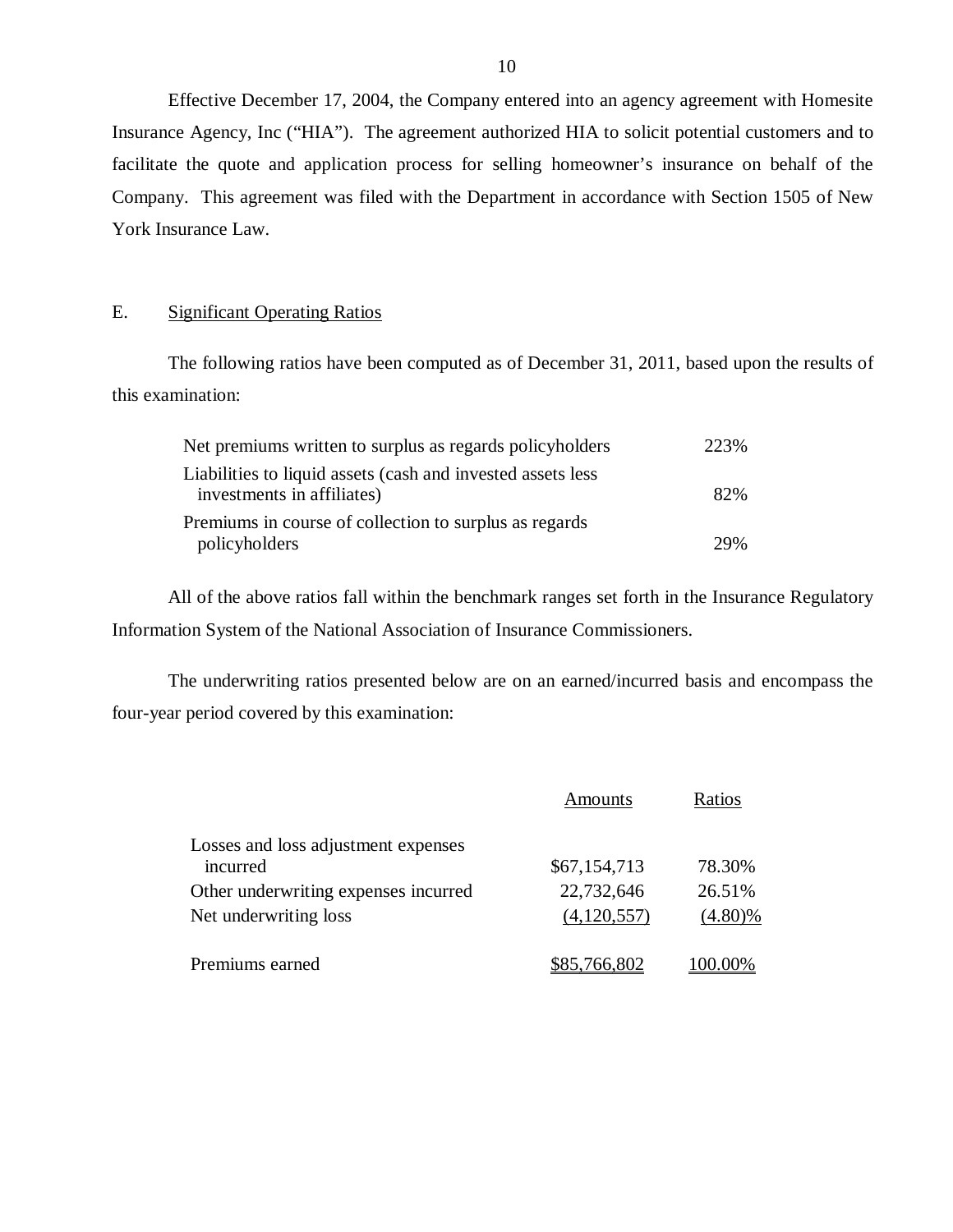Effective December 17, 2004, the Company entered into an agency agreement with Homesite Insurance Agency, Inc ("HIA"). The agreement authorized HIA to solicit potential customers and to facilitate the quote and application process for selling homeowner's insurance on behalf of the Company. This agreement was filed with the Department in accordance with Section 1505 of New York Insurance Law.

## E. Significant Operating Ratios

The following ratios have been computed as of December 31, 2011, based upon the results of this examination:

| | |
|---|---|
| Net premiums written to surplus as regards policyholders | 223% |
| Liabilities to liquid assets (cash and invested assets less investments in affiliates) | 82% |
| Premiums in course of collection to surplus as regards policyholders | 29% |

All of the above ratios fall within the benchmark ranges set forth in the Insurance Regulatory Information System of the National Association of Insurance Commissioners.

The underwriting ratios presented below are on an earned/incurred basis and encompass the four-year period covered by this examination:

| | Amounts | Ratios |
|---|---|---|
| Losses and loss adjustment expenses incurred | $67,154,713 | 78.30% |
| Other underwriting expenses incurred | 22,732,646 | 26.51% |
| Net underwriting loss | (4,120,557) | (4.80)% |
| Premiums earned | $85,766,802 | 100.00% |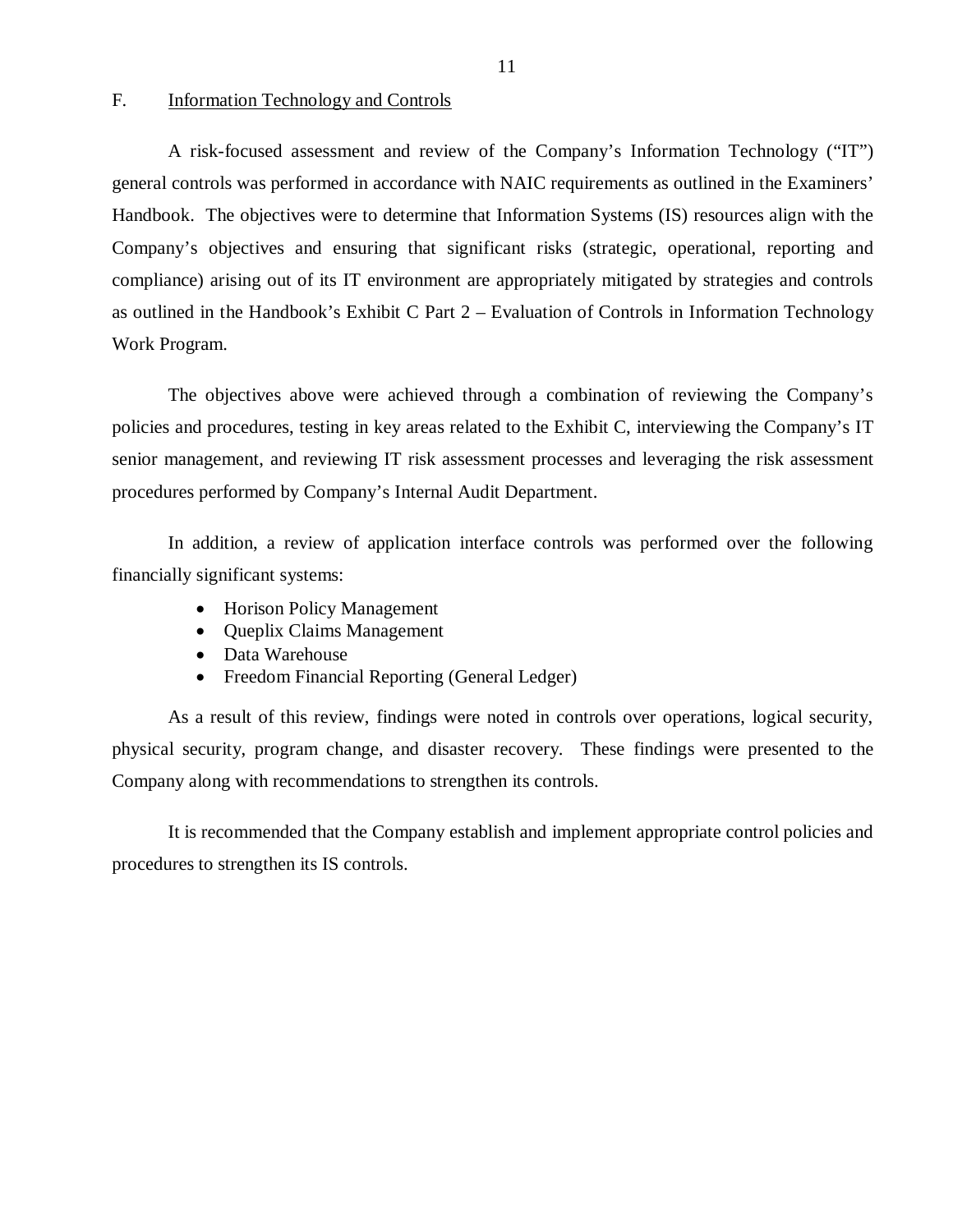## F. Information Technology and Controls

A risk-focused assessment and review of the Company's Information Technology ("IT") general controls was performed in accordance with NAIC requirements as outlined in the Examiners' Handbook. The objectives were to determine that Information Systems (IS) resources align with the Company's objectives and ensuring that significant risks (strategic, operational, reporting and compliance) arising out of its IT environment are appropriately mitigated by strategies and controls as outlined in the Handbook's Exhibit C Part 2 – Evaluation of Controls in Information Technology Work Program.

The objectives above were achieved through a combination of reviewing the Company's policies and procedures, testing in key areas related to the Exhibit C, interviewing the Company's IT senior management, and reviewing IT risk assessment processes and leveraging the risk assessment procedures performed by Company's Internal Audit Department.

In addition, a review of application interface controls was performed over the following financially significant systems:

- Horison Policy Management
- Queplix Claims Management
- Data Warehouse
- Freedom Financial Reporting (General Ledger)

As a result of this review, findings were noted in controls over operations, logical security, physical security, program change, and disaster recovery. These findings were presented to the Company along with recommendations to strengthen its controls.

It is recommended that the Company establish and implement appropriate control policies and procedures to strengthen its IS controls.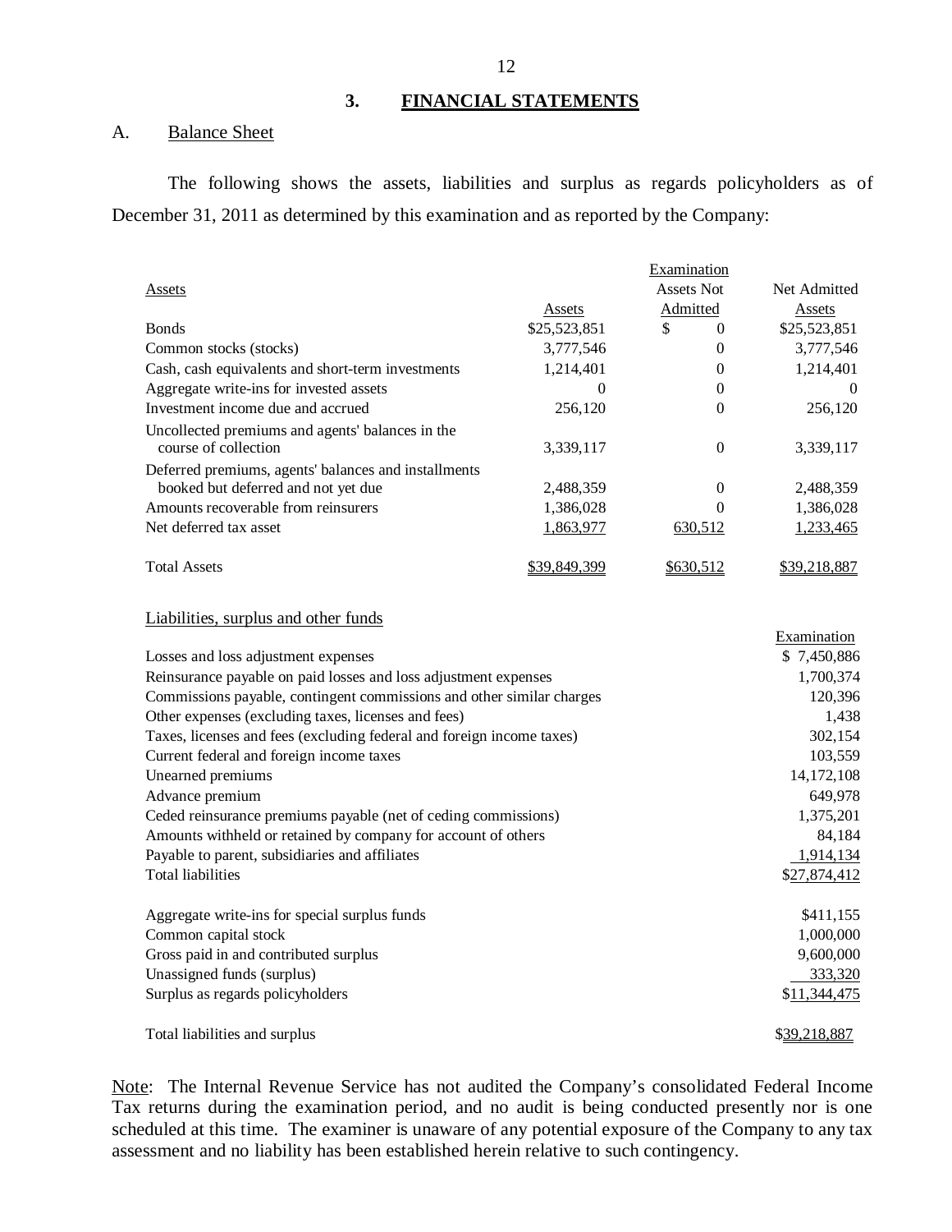## 3. FINANCIAL STATEMENTS

### A. Balance Sheet

The following shows the assets, liabilities and surplus as regards policyholders as of December 31, 2011 as determined by this examination and as reported by the Company:

| Assets | Assets | Examination Assets Not Admitted | Net Admitted Assets |
|---|---|---|---|
| Bonds | $25,523,851 | $ 0 | $25,523,851 |
| Common stocks (stocks) | 3,777,546 | 0 | 3,777,546 |
| Cash, cash equivalents and short-term investments | 1,214,401 | 0 | 1,214,401 |
| Aggregate write-ins for invested assets | 0 | 0 | 0 |
| Investment income due and accrued | 256,120 | 0 | 256,120 |
| Uncollected premiums and agents' balances in the course of collection | 3,339,117 | 0 | 3,339,117 |
| Deferred premiums, agents' balances and installments booked but deferred and not yet due | 2,488,359 | 0 | 2,488,359 |
| Amounts recoverable from reinsurers | 1,386,028 | 0 | 1,386,028 |
| Net deferred tax asset | 1,863,977 | 630,512 | 1,233,465 |
| Total Assets | $39,849,399 | $630,512 | $39,218,887 |

| Liabilities, surplus and other funds | Examination |
|---|---|
| Losses and loss adjustment expenses | $ 7,450,886 |
| Reinsurance payable on paid losses and loss adjustment expenses | 1,700,374 |
| Commissions payable, contingent commissions and other similar charges | 120,396 |
| Other expenses (excluding taxes, licenses and fees) | 1,438 |
| Taxes, licenses and fees (excluding federal and foreign income taxes) | 302,154 |
| Current federal and foreign income taxes | 103,559 |
| Unearned premiums | 14,172,108 |
| Advance premium | 649,978 |
| Ceded reinsurance premiums payable (net of ceding commissions) | 1,375,201 |
| Amounts withheld or retained by company for account of others | 84,184 |
| Payable to parent, subsidiaries and affiliates | 1,914,134 |
| Total liabilities | $27,874,412 |
| | |
| Aggregate write-ins for special surplus funds | $411,155 |
| Common capital stock | 1,000,000 |
| Gross paid in and contributed surplus | 9,600,000 |
| Unassigned funds (surplus) | 333,320 |
| Surplus as regards policyholders | $11,344,475 |
| | |
| Total liabilities and surplus | $39,218,887 |

Note: The Internal Revenue Service has not audited the Company's consolidated Federal Income Tax returns during the examination period, and no audit is being conducted presently nor is one scheduled at this time. The examiner is unaware of any potential exposure of the Company to any tax assessment and no liability has been established herein relative to such contingency.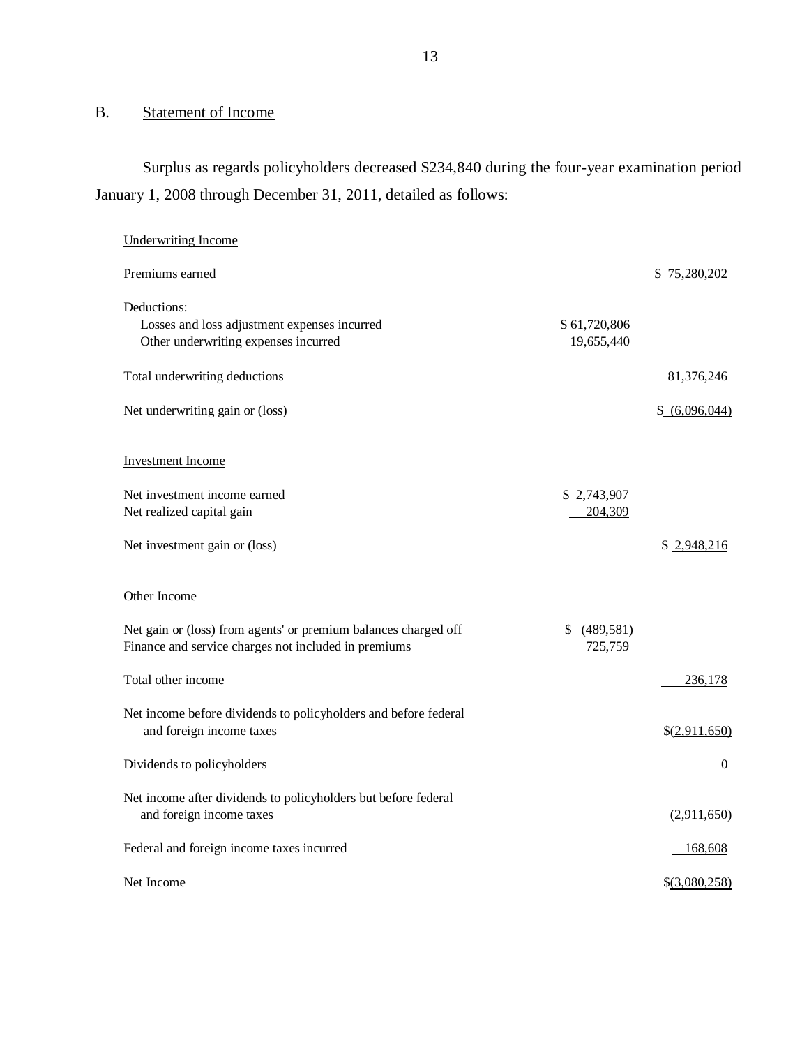## B. Statement of Income

Surplus as regards policyholders decreased $234,840 during the four-year examination period January 1, 2008 through December 31, 2011, detailed as follows:

| | | |
|---|---|---|
| Underwriting Income | | |
| Premiums earned | | $ 75,280,202 |
| Deductions: | | |
| Losses and loss adjustment expenses incurred | $ 61,720,806 | |
| Other underwriting expenses incurred | 19,655,440 | |
| Total underwriting deductions | | 81,376,246 |
| Net underwriting gain or (loss) | | $ (6,096,044) |
| Investment Income | | |
| Net investment income earned | $ 2,743,907 | |
| Net realized capital gain | 204,309 | |
| Net investment gain or (loss) | | $ 2,948,216 |
| Other Income | | |
| Net gain or (loss) from agents' or premium balances charged off | $ (489,581) | |
| Finance and service charges not included in premiums | 725,759 | |
| Total other income | | 236,178 |
| Net income before dividends to policyholders and before federal and foreign income taxes | | $(2,911,650) |
| Dividends to policyholders | | 0 |
| Net income after dividends to policyholders but before federal and foreign income taxes | | (2,911,650) |
| Federal and foreign income taxes incurred | | 168,608 |
| Net Income | | $(3,080,258) |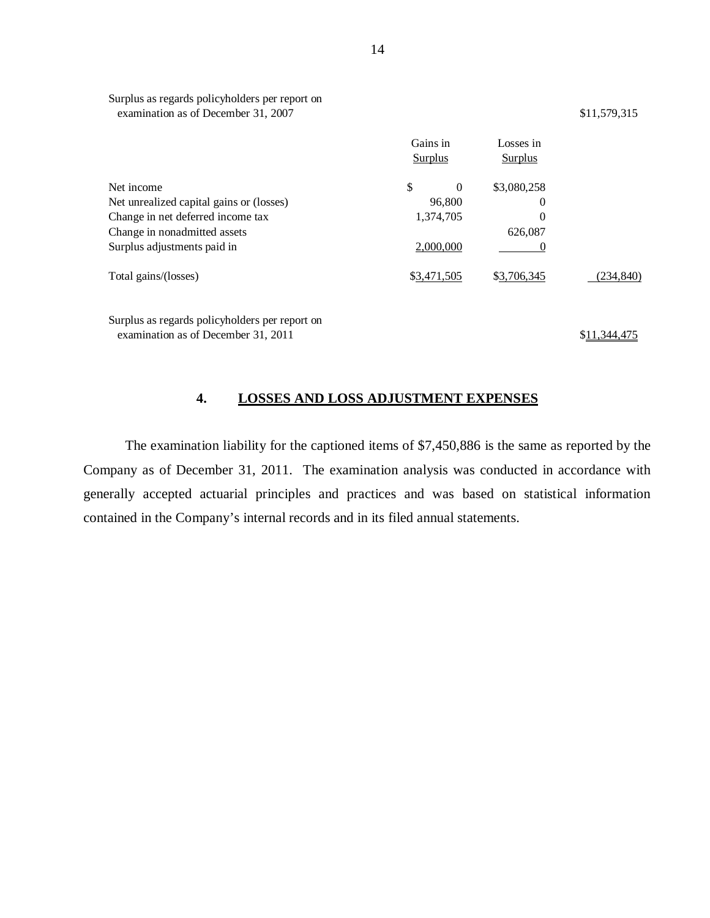| | Gains in Surplus | Losses in Surplus | |
|---|---|---|---|
| Surplus as regards policyholders per report on examination as of December 31, 2007 | | | $11,579,315 |
| Net income | $ 0 | $3,080,258 | |
| Net unrealized capital gains or (losses) | 96,800 | 0 | |
| Change in net deferred income tax | 1,374,705 | 0 | |
| Change in nonadmitted assets | | 626,087 | |
| Surplus adjustments paid in | 2,000,000 | 0 | |
| Total gains/(losses) | $3,471,505 | $3,706,345 | (234,840) |
| Surplus as regards policyholders per report on examination as of December 31, 2011 | | | $11,344,475 |

## 4. LOSSES AND LOSS ADJUSTMENT EXPENSES

The examination liability for the captioned items of $7,450,886 is the same as reported by the Company as of December 31, 2011. The examination analysis was conducted in accordance with generally accepted actuarial principles and practices and was based on statistical information contained in the Company's internal records and in its filed annual statements.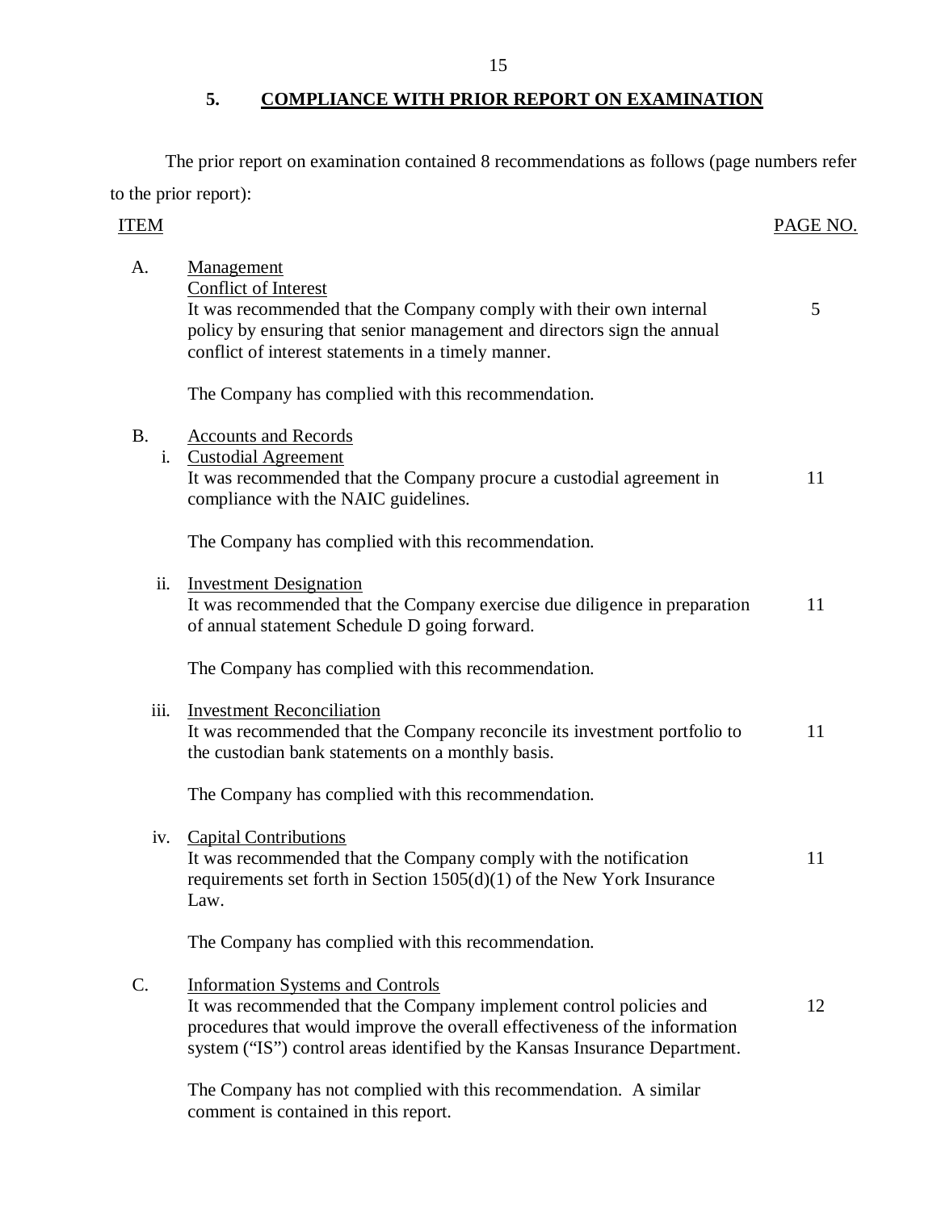## 5. COMPLIANCE WITH PRIOR REPORT ON EXAMINATION

The prior report on examination contained 8 recommendations as follows (page numbers refer to the prior report):

| ITEM | | PAGE NO. |
|---|---|---|
| A. | Management<br>Conflict of Interest<br>It was recommended that the Company comply with their own internal policy by ensuring that senior management and directors sign the annual conflict of interest statements in a timely manner.<br><br>The Company has complied with this recommendation. | 5 |
| B. | Accounts and Records | |
| i. | Custodial Agreement<br>It was recommended that the Company procure a custodial agreement in compliance with the NAIC guidelines.<br><br>The Company has complied with this recommendation. | 11 |
| ii. | Investment Designation<br>It was recommended that the Company exercise due diligence in preparation of annual statement Schedule D going forward.<br><br>The Company has complied with this recommendation. | 11 |
| iii. | Investment Reconciliation<br>It was recommended that the Company reconcile its investment portfolio to the custodian bank statements on a monthly basis.<br><br>The Company has complied with this recommendation. | 11 |
| iv. | Capital Contributions<br>It was recommended that the Company comply with the notification requirements set forth in Section 1505(d)(1) of the New York Insurance Law.<br><br>The Company has complied with this recommendation. | 11 |
| C. | Information Systems and Controls<br>It was recommended that the Company implement control policies and procedures that would improve the overall effectiveness of the information system ("IS") control areas identified by the Kansas Insurance Department.<br><br>The Company has not complied with this recommendation. A similar comment is contained in this report. | 12 |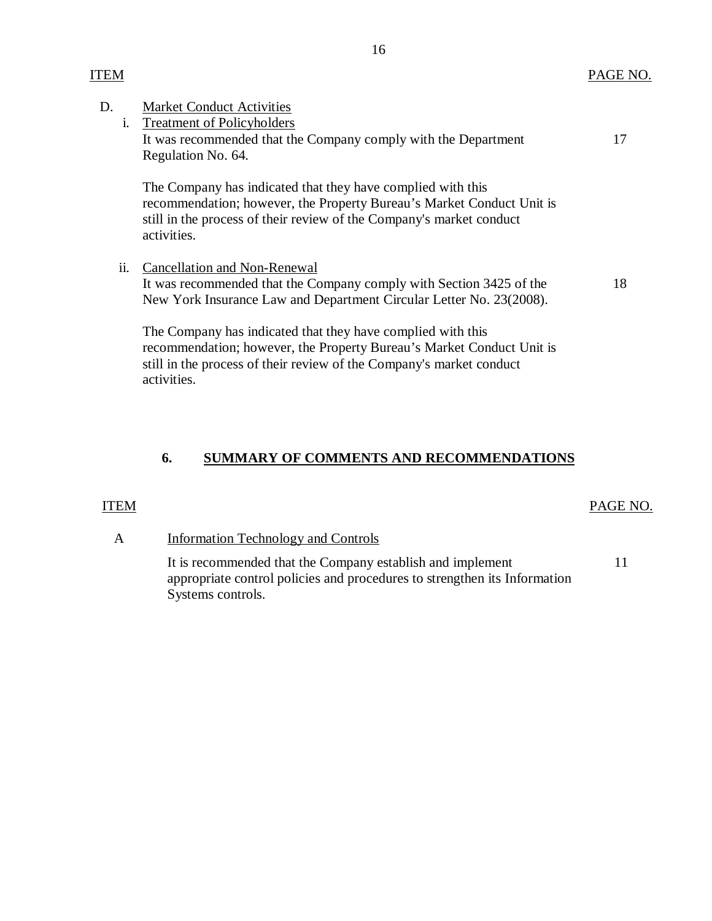| ITEM | | PAGE NO. |
|---|---|---|
| D. | Market Conduct Activities | |
| i. | Treatment of Policyholders<br>It was recommended that the Company comply with the Department Regulation No. 64.<br><br>The Company has indicated that they have complied with this recommendation; however, the Property Bureau's Market Conduct Unit is still in the process of their review of the Company's market conduct activities. | 17 |
| ii. | Cancellation and Non-Renewal<br>It was recommended that the Company comply with Section 3425 of the New York Insurance Law and Department Circular Letter No. 23(2008).<br><br>The Company has indicated that they have complied with this recommendation; however, the Property Bureau's Market Conduct Unit is still in the process of their review of the Company's market conduct activities. | 18 |

## 6. SUMMARY OF COMMENTS AND RECOMMENDATIONS

| ITEM | | PAGE NO. |
|---|---|---|
| A | Information Technology and Controls<br><br>It is recommended that the Company establish and implement appropriate control policies and procedures to strengthen its Information Systems controls. | 11 |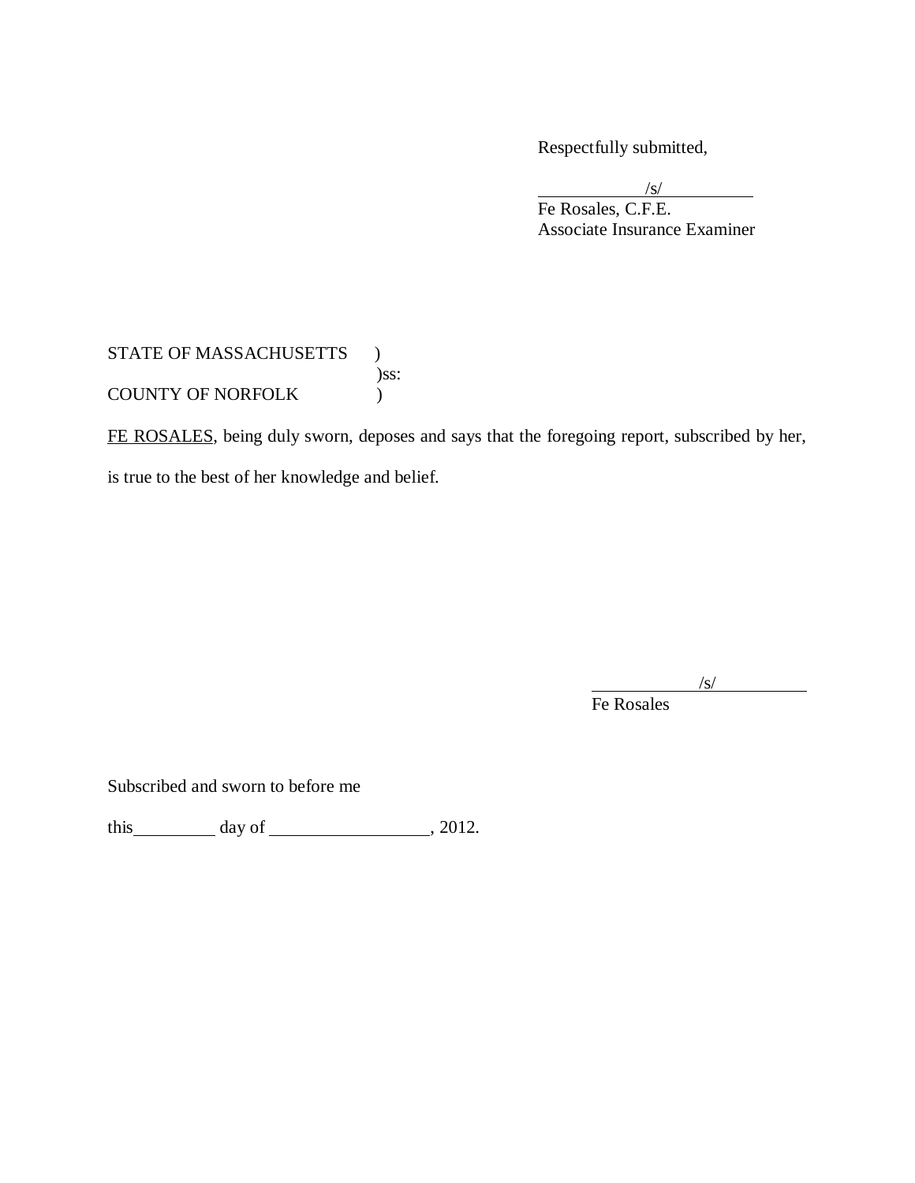Respectfully submitted,

/s/
Fe Rosales, C.F.E.
Associate Insurance Examiner

STATE OF MASSACHUSETTS )
)ss:
COUNTY OF NORFOLK )

FE ROSALES, being duly sworn, deposes and says that the foregoing report, subscribed by her, is true to the best of her knowledge and belief.

/s/
Fe Rosales

Subscribed and sworn to before me

this\_\_\_\_\_\_\_\_\_ day of \_\_\_\_\_\_\_\_\_\_\_\_\_\_\_\_\_\_, 2012.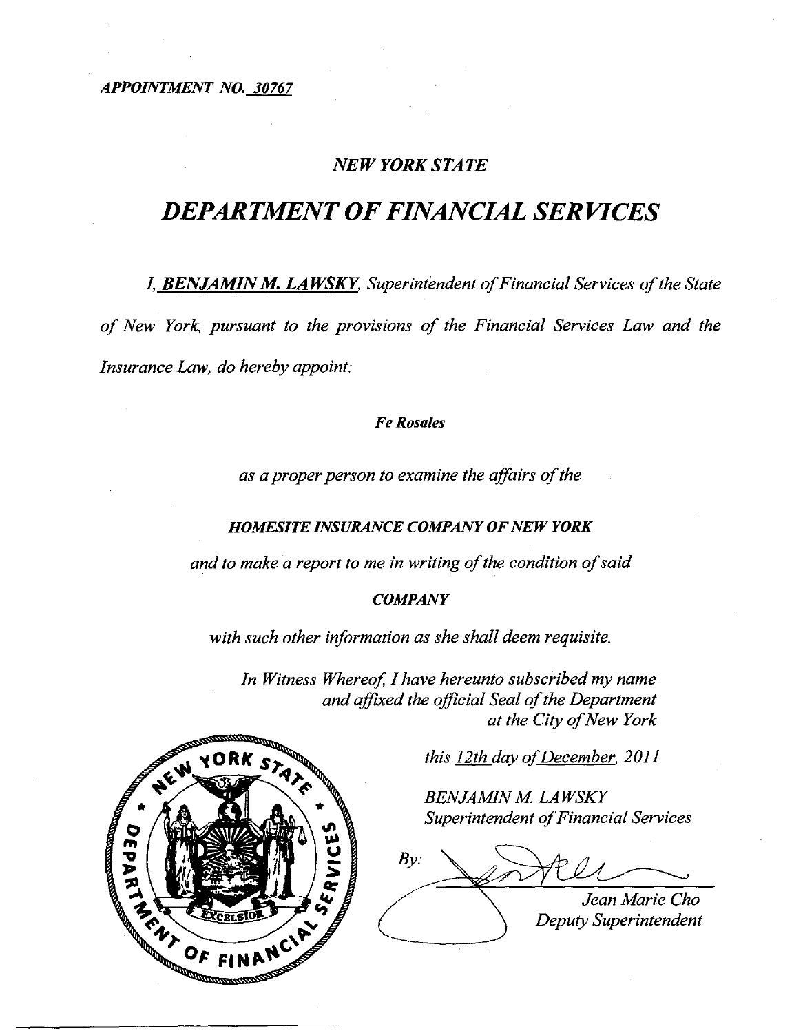*APPOINTMENT NO. 30767*

*NEW YORK STATE*

# *DEPARTMENT OF FINANCIAL SERVICES*

*I, **BENJAMIN M. LAWSKY**, Superintendent of Financial Services of the State of New York, pursuant to the provisions of the Financial Services Law and the Insurance Law, do hereby appoint:*

***Fe Rosales***

*as a proper person to examine the affairs of the*

***HOMESITE INSURANCE COMPANY OF NEW YORK***

*and to make a report to me in writing of the condition of said*

***COMPANY***

*with such other information as she shall deem requisite.*

*In Witness Whereof, I have hereunto subscribed my name and affixed the official Seal of the Department at the City of New York*

*this 12th day of December, 2011*

*BENJAMIN M. LAWSKY*
*Superintendent of Financial Services*

*By:*

*Jean Marie Cho*
*Deputy Superintendent*

NEW YORK STATE DEPARTMENT OF FINANCIAL SERVICES
EXCELSIOR